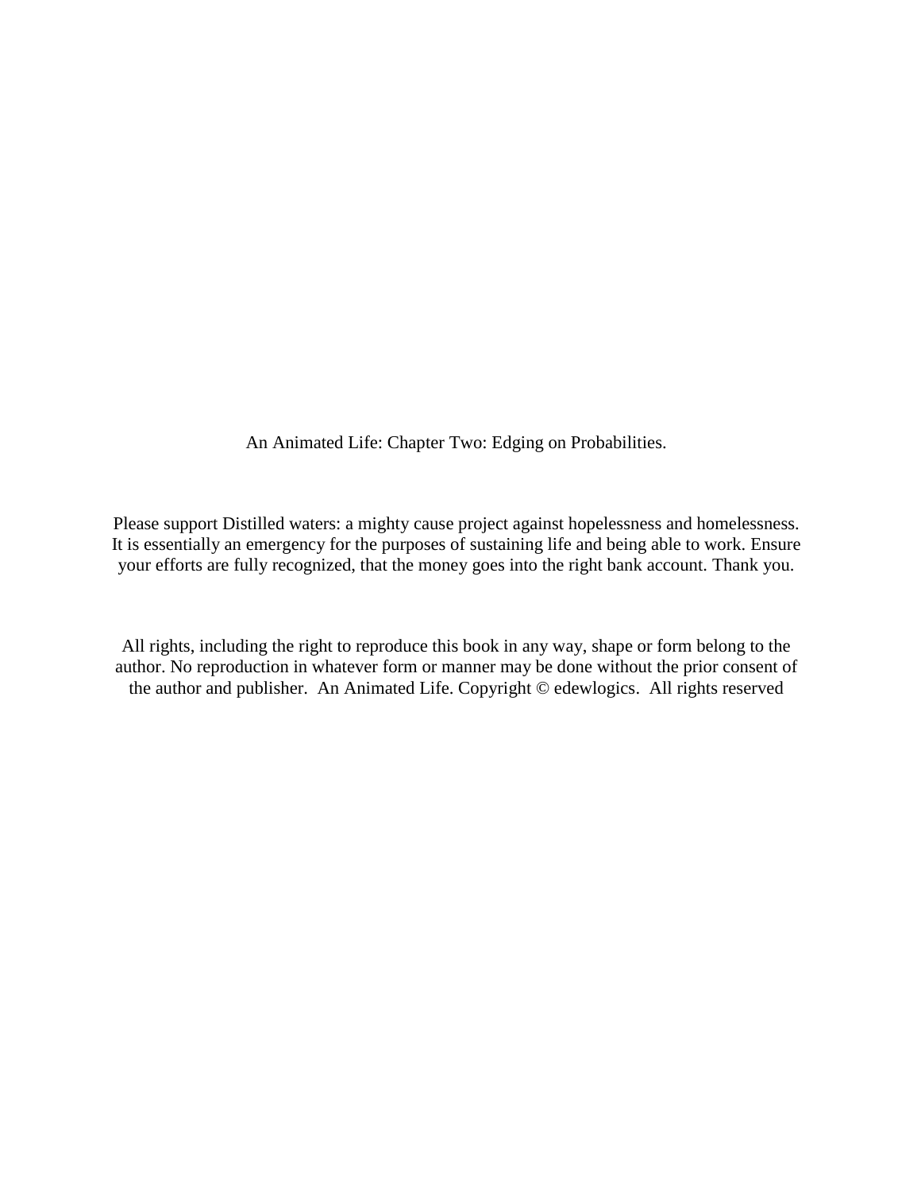An Animated Life: Chapter Two: Edging on Probabilities.

Please support Distilled waters: a mighty cause project against hopelessness and homelessness. It is essentially an emergency for the purposes of sustaining life and being able to work. Ensure your efforts are fully recognized, that the money goes into the right bank account. Thank you.

All rights, including the right to reproduce this book in any way, shape or form belong to the author. No reproduction in whatever form or manner may be done without the prior consent of the author and publisher. An Animated Life. Copyright © edewlogics. All rights reserved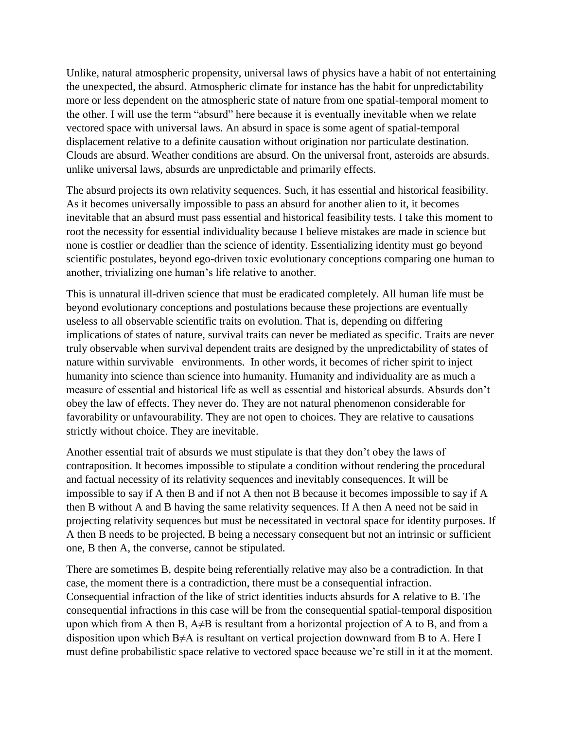Unlike, natural atmospheric propensity, universal laws of physics have a habit of not entertaining the unexpected, the absurd. Atmospheric climate for instance has the habit for unpredictability more or less dependent on the atmospheric state of nature from one spatial-temporal moment to the other. I will use the term "absurd" here because it is eventually inevitable when we relate vectored space with universal laws. An absurd in space is some agent of spatial-temporal displacement relative to a definite causation without origination nor particulate destination. Clouds are absurd. Weather conditions are absurd. On the universal front, asteroids are absurds. unlike universal laws, absurds are unpredictable and primarily effects.

The absurd projects its own relativity sequences. Such, it has essential and historical feasibility. As it becomes universally impossible to pass an absurd for another alien to it, it becomes inevitable that an absurd must pass essential and historical feasibility tests. I take this moment to root the necessity for essential individuality because I believe mistakes are made in science but none is costlier or deadlier than the science of identity. Essentializing identity must go beyond scientific postulates, beyond ego-driven toxic evolutionary conceptions comparing one human to another, trivializing one human's life relative to another.

This is unnatural ill-driven science that must be eradicated completely. All human life must be beyond evolutionary conceptions and postulations because these projections are eventually useless to all observable scientific traits on evolution. That is, depending on differing implications of states of nature, survival traits can never be mediated as specific. Traits are never truly observable when survival dependent traits are designed by the unpredictability of states of nature within survivable environments. In other words, it becomes of richer spirit to inject humanity into science than science into humanity. Humanity and individuality are as much a measure of essential and historical life as well as essential and historical absurds. Absurds don't obey the law of effects. They never do. They are not natural phenomenon considerable for favorability or unfavourability. They are not open to choices. They are relative to causations strictly without choice. They are inevitable.

Another essential trait of absurds we must stipulate is that they don't obey the laws of contraposition. It becomes impossible to stipulate a condition without rendering the procedural and factual necessity of its relativity sequences and inevitably consequences. It will be impossible to say if A then B and if not A then not B because it becomes impossible to say if A then B without A and B having the same relativity sequences. If A then A need not be said in projecting relativity sequences but must be necessitated in vectoral space for identity purposes. If A then B needs to be projected, B being a necessary consequent but not an intrinsic or sufficient one, B then A, the converse, cannot be stipulated.

There are sometimes B, despite being referentially relative may also be a contradiction. In that case, the moment there is a contradiction, there must be a consequential infraction. Consequential infraction of the like of strict identities inducts absurds for A relative to B. The consequential infractions in this case will be from the consequential spatial-temporal disposition upon which from A then B, $A \neq B$ is resultant from a horizontal projection of A to B, and from a disposition upon which $B \neq A$ is resultant on vertical projection downward from B to A. Here I must define probabilistic space relative to vectored space because we're still in it at the moment.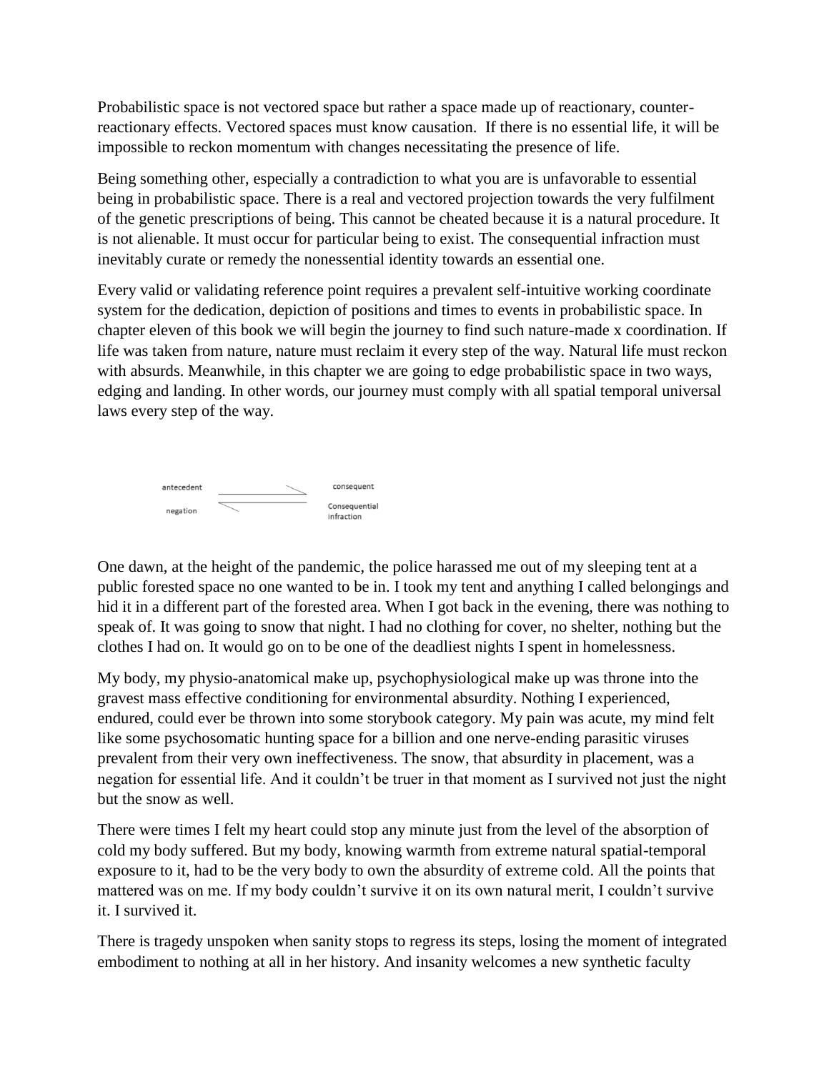Probabilistic space is not vectored space but rather a space made up of reactionary, counter-reactionary effects. Vectored spaces must know causation. If there is no essential life, it will be impossible to reckon momentum with changes necessitating the presence of life.

Being something other, especially a contradiction to what you are is unfavorable to essential being in probabilistic space. There is a real and vectored projection towards the very fulfilment of the genetic prescriptions of being. This cannot be cheated because it is a natural procedure. It is not alienable. It must occur for particular being to exist. The consequential infraction must inevitably curate or remedy the nonessential identity towards an essential one.

Every valid or validating reference point requires a prevalent self-intuitive working coordinate system for the dedication, depiction of positions and times to events in probabilistic space. In chapter eleven of this book we will begin the journey to find such nature-made x coordination. If life was taken from nature, nature must reclaim it every step of the way. Natural life must reckon with absurds. Meanwhile, in this chapter we are going to edge probabilistic space in two ways, edging and landing. In other words, our journey must comply with all spatial temporal universal laws every step of the way.

antecedent

consequent

negation

Consequential infraction

One dawn, at the height of the pandemic, the police harassed me out of my sleeping tent at a public forested space no one wanted to be in. I took my tent and anything I called belongings and hid it in a different part of the forested area. When I got back in the evening, there was nothing to speak of. It was going to snow that night. I had no clothing for cover, no shelter, nothing but the clothes I had on. It would go on to be one of the deadliest nights I spent in homelessness.

My body, my physio-anatomical make up, psychophysiological make up was throne into the gravest mass effective conditioning for environmental absurdity. Nothing I experienced, endured, could ever be thrown into some storybook category. My pain was acute, my mind felt like some psychosomatic hunting space for a billion and one nerve-ending parasitic viruses prevalent from their very own ineffectiveness. The snow, that absurdity in placement, was a negation for essential life. And it couldn't be truer in that moment as I survived not just the night but the snow as well.

There were times I felt my heart could stop any minute just from the level of the absorption of cold my body suffered. But my body, knowing warmth from extreme natural spatial-temporal exposure to it, had to be the very body to own the absurdity of extreme cold. All the points that mattered was on me. If my body couldn't survive it on its own natural merit, I couldn't survive it. I survived it.

There is tragedy unspoken when sanity stops to regress its steps, losing the moment of integrated embodiment to nothing at all in her history. And insanity welcomes a new synthetic faculty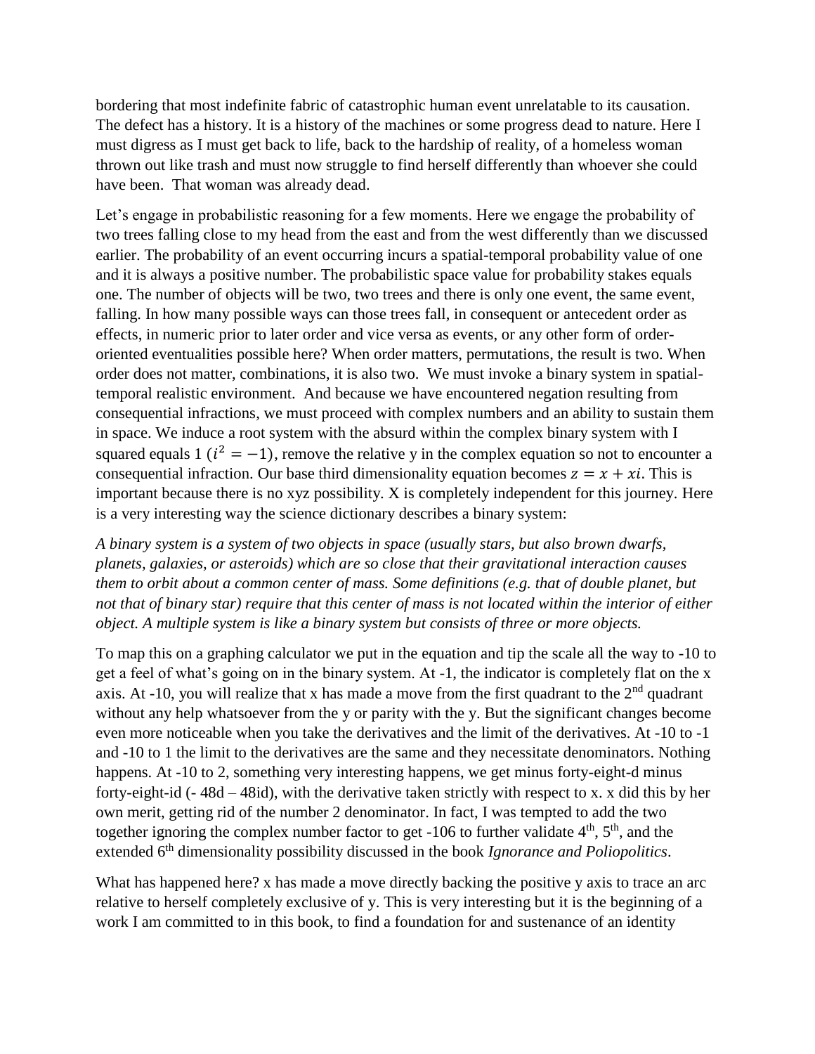bordering that most indefinite fabric of catastrophic human event unrelatable to its causation. The defect has a history. It is a history of the machines or some progress dead to nature. Here I must digress as I must get back to life, back to the hardship of reality, of a homeless woman thrown out like trash and must now struggle to find herself differently than whoever she could have been. That woman was already dead.

Let's engage in probabilistic reasoning for a few moments. Here we engage the probability of two trees falling close to my head from the east and from the west differently than we discussed earlier. The probability of an event occurring incurs a spatial-temporal probability value of one and it is always a positive number. The probabilistic space value for probability stakes equals one. The number of objects will be two, two trees and there is only one event, the same event, falling. In how many possible ways can those trees fall, in consequent or antecedent order as effects, in numeric prior to later order and vice versa as events, or any other form of order-oriented eventualities possible here? When order matters, permutations, the result is two. When order does not matter, combinations, it is also two. We must invoke a binary system in spatial-temporal realistic environment. And because we have encountered negation resulting from consequential infractions, we must proceed with complex numbers and an ability to sustain them in space. We induce a root system with the absurd within the complex binary system with I squared equals 1 ($i^2 = -1$), remove the relative y in the complex equation so not to encounter a consequential infraction. Our base third dimensionality equation becomes $z = x + xi$. This is important because there is no xyz possibility. X is completely independent for this journey. Here is a very interesting way the science dictionary describes a binary system:

*A binary system is a system of two objects in space (usually stars, but also brown dwarfs, planets, galaxies, or asteroids) which are so close that their gravitational interaction causes them to orbit about a common center of mass. Some definitions (e.g. that of double planet, but not that of binary star) require that this center of mass is not located within the interior of either object. A multiple system is like a binary system but consists of three or more objects.*

To map this on a graphing calculator we put in the equation and tip the scale all the way to -10 to get a feel of what's going on in the binary system. At -1, the indicator is completely flat on the x axis. At -10, you will realize that x has made a move from the first quadrant to the 2nd quadrant without any help whatsoever from the y or parity with the y. But the significant changes become even more noticeable when you take the derivatives and the limit of the derivatives. At -10 to -1 and -10 to 1 the limit to the derivatives are the same and they necessitate denominators. Nothing happens. At -10 to 2, something very interesting happens, we get minus forty-eight-d minus forty-eight-id (- 48d – 48id), with the derivative taken strictly with respect to x. x did this by her own merit, getting rid of the number 2 denominator. In fact, I was tempted to add the two together ignoring the complex number factor to get -106 to further validate 4th, 5th, and the extended 6th dimensionality possibility discussed in the book *Ignorance and Poliopolitics*.

What has happened here? x has made a move directly backing the positive y axis to trace an arc relative to herself completely exclusive of y. This is very interesting but it is the beginning of a work I am committed to in this book, to find a foundation for and sustenance of an identity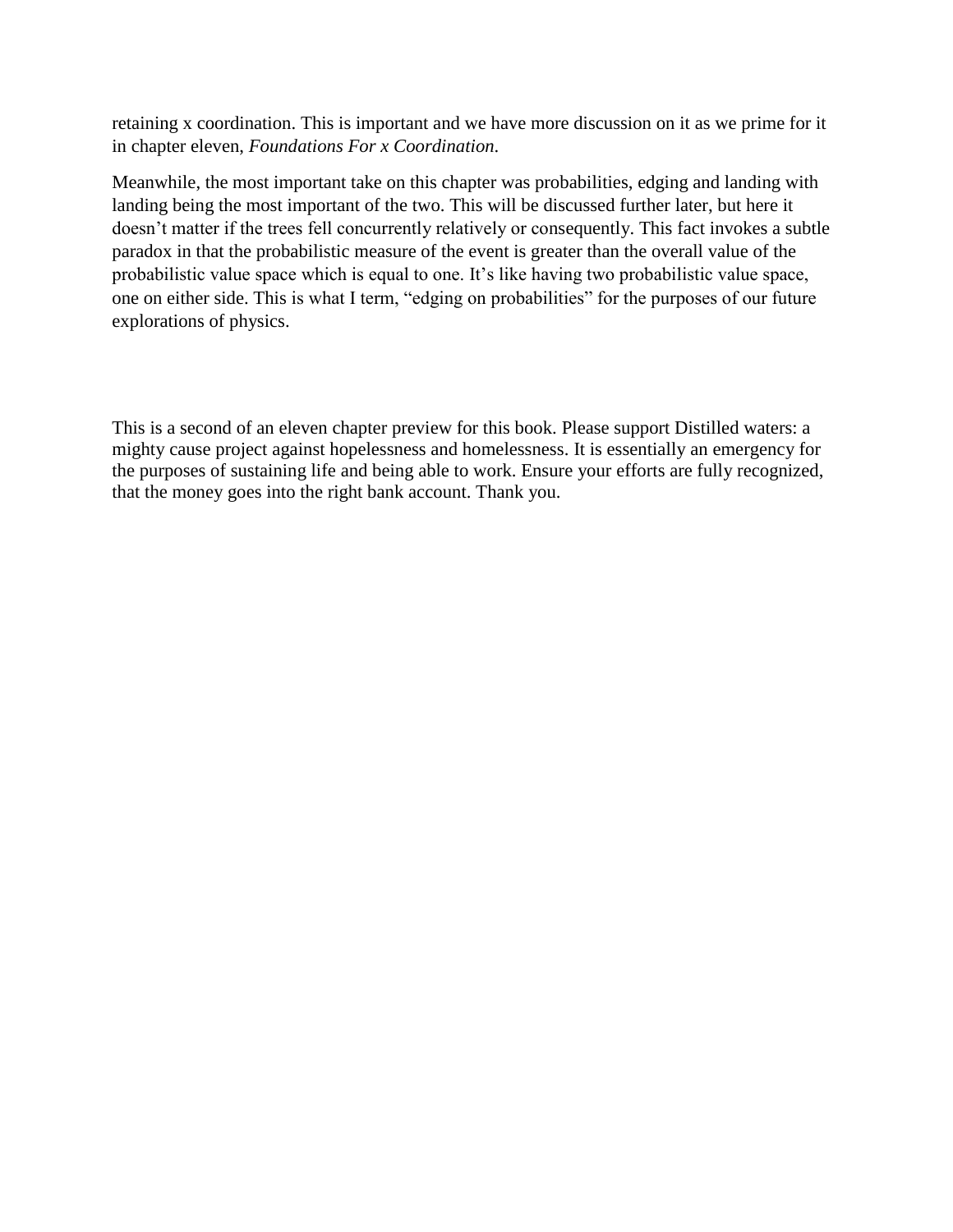retaining x coordination. This is important and we have more discussion on it as we prime for it in chapter eleven, *Foundations For x Coordination*.

Meanwhile, the most important take on this chapter was probabilities, edging and landing with landing being the most important of the two. This will be discussed further later, but here it doesn't matter if the trees fell concurrently relatively or consequently. This fact invokes a subtle paradox in that the probabilistic measure of the event is greater than the overall value of the probabilistic value space which is equal to one. It's like having two probabilistic value space, one on either side. This is what I term, "edging on probabilities" for the purposes of our future explorations of physics.

This is a second of an eleven chapter preview for this book. Please support Distilled waters: a mighty cause project against hopelessness and homelessness. It is essentially an emergency for the purposes of sustaining life and being able to work. Ensure your efforts are fully recognized, that the money goes into the right bank account. Thank you.